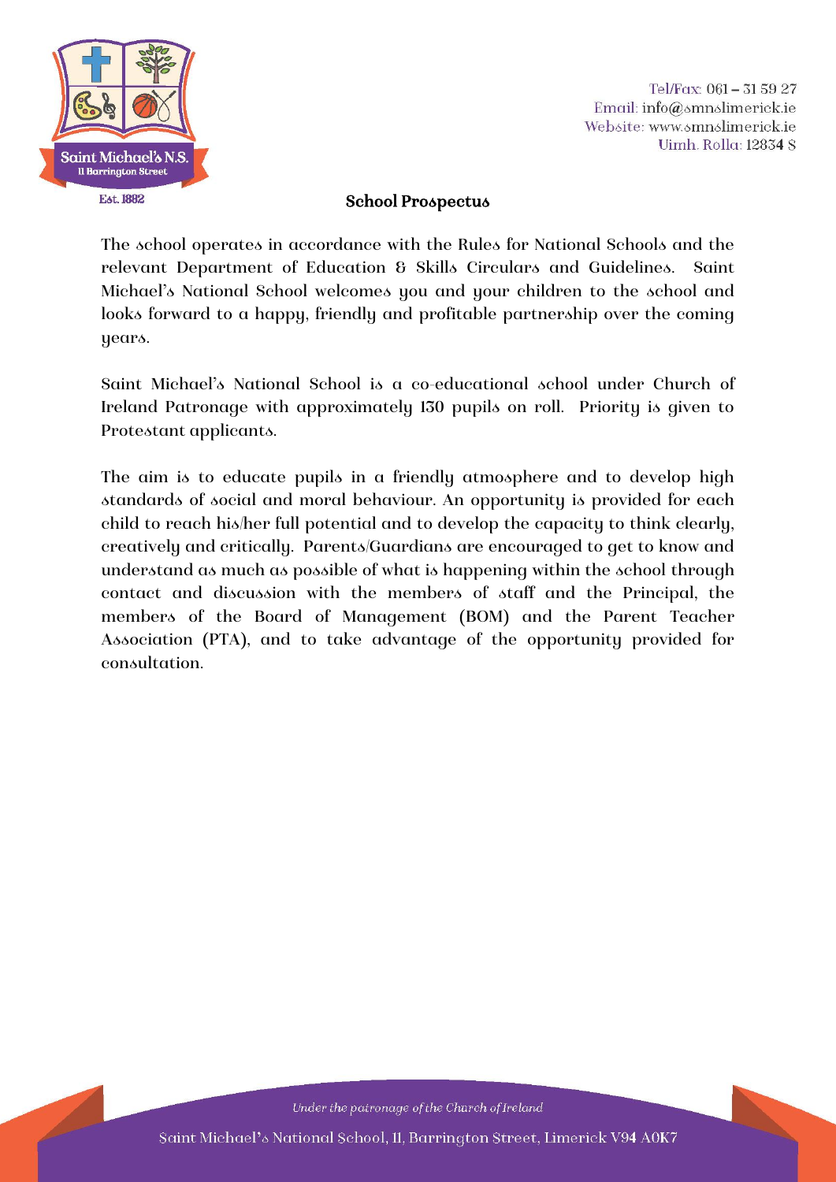Tel/Fax: 061 – 31 59 27
Email: info@smnslimerick.ie
Website: www.smnslimerick.ie
Uimh. Rolla: 12834 S

# School Prospectus

The school operates in accordance with the Rules for National Schools and the relevant Department of Education & Skills Circulars and Guidelines. Saint Michael's National School welcomes you and your children to the school and looks forward to a happy, friendly and profitable partnership over the coming years.

Saint Michael's National School is a co-educational school under Church of Ireland Patronage with approximately 130 pupils on roll. Priority is given to Protestant applicants.

The aim is to educate pupils in a friendly atmosphere and to develop high standards of social and moral behaviour. An opportunity is provided for each child to reach his/her full potential and to develop the capacity to think clearly, creatively and critically. Parents/Guardians are encouraged to get to know and understand as much as possible of what is happening within the school through contact and discussion with the members of staff and the Principal, the members of the Board of Management (BOM) and the Parent Teacher Association (PTA), and to take advantage of the opportunity provided for consultation.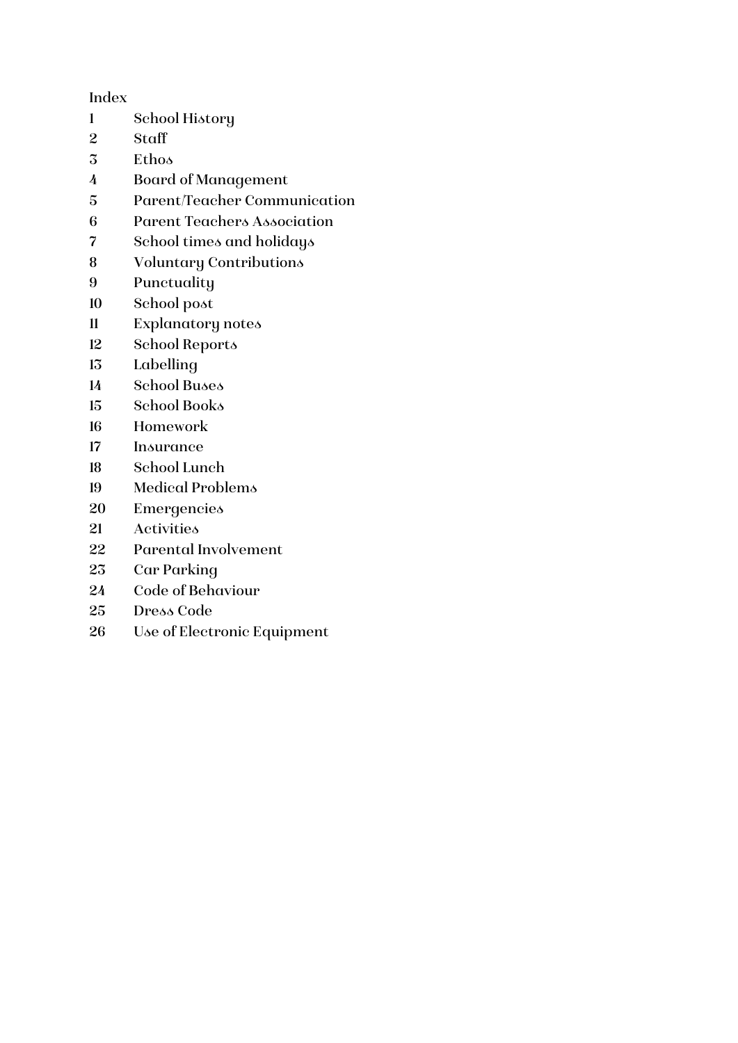Index

1 School History
2 Staff
3 Ethos
4 Board of Management
5 Parent/Teacher Communication
6 Parent Teachers Association
7 School times and holidays
8 Voluntary Contributions
9 Punctuality
10 School post
11 Explanatory notes
12 School Reports
13 Labelling
14 School Buses
15 School Books
16 Homework
17 Insurance
18 School Lunch
19 Medical Problems
20 Emergencies
21 Activities
22 Parental Involvement
23 Car Parking
24 Code of Behaviour
25 Dress Code
26 Use of Electronic Equipment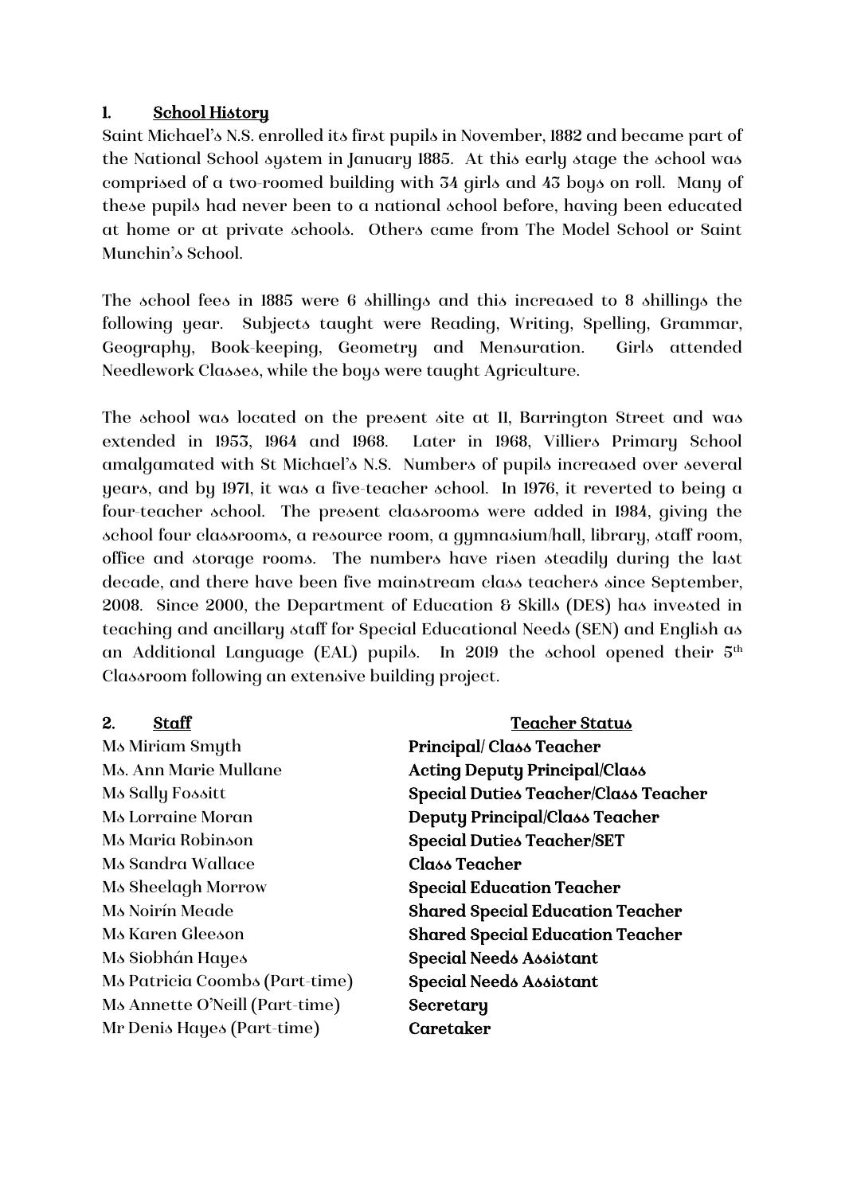## 1. School History

Saint Michael's N.S. enrolled its first pupils in November, 1882 and became part of the National School system in January 1885. At this early stage the school was comprised of a two-roomed building with 34 girls and 43 boys on roll. Many of these pupils had never been to a national school before, having been educated at home or at private schools. Others came from The Model School or Saint Munchin's School.

The school fees in 1885 were 6 shillings and this increased to 8 shillings the following year. Subjects taught were Reading, Writing, Spelling, Grammar, Geography, Book-keeping, Geometry and Mensuration. Girls attended Needlework Classes, while the boys were taught Agriculture.

The school was located on the present site at 11, Barrington Street and was extended in 1953, 1964 and 1968. Later in 1968, Villiers Primary School amalgamated with St Michael's N.S. Numbers of pupils increased over several years, and by 1971, it was a five-teacher school. In 1976, it reverted to being a four-teacher school. The present classrooms were added in 1984, giving the school four classrooms, a resource room, a gymnasium/hall, library, staff room, office and storage rooms. The numbers have risen steadily during the last decade, and there have been five mainstream class teachers since September, 2008. Since 2000, the Department of Education & Skills (DES) has invested in teaching and ancillary staff for Special Educational Needs (SEN) and English as an Additional Language (EAL) pupils. In 2019 the school opened their 5th Classroom following an extensive building project.

## 2. Staff

| Staff | Teacher Status |
|---|---|
| Ms Miriam Smyth | **Principal/ Class Teacher** |
| Ms. Ann Marie Mullane | **Acting Deputy Principal/Class** |
| Ms Sally Fossitt | **Special Duties Teacher/Class Teacher** |
| Ms Lorraine Moran | **Deputy Principal/Class Teacher** |
| Ms Maria Robinson | **Special Duties Teacher/SET** |
| Ms Sandra Wallace | **Class Teacher** |
| Ms Sheelagh Morrow | **Special Education Teacher** |
| Ms Noirín Meade | **Shared Special Education Teacher** |
| Ms Karen Gleeson | **Shared Special Education Teacher** |
| Ms Siobhán Hayes | **Special Needs Assistant** |
| Ms Patricia Coombs (Part-time) | **Special Needs Assistant** |
| Ms Annette O'Neill (Part-time) | **Secretary** |
| Mr Denis Hayes (Part-time) | **Caretaker** |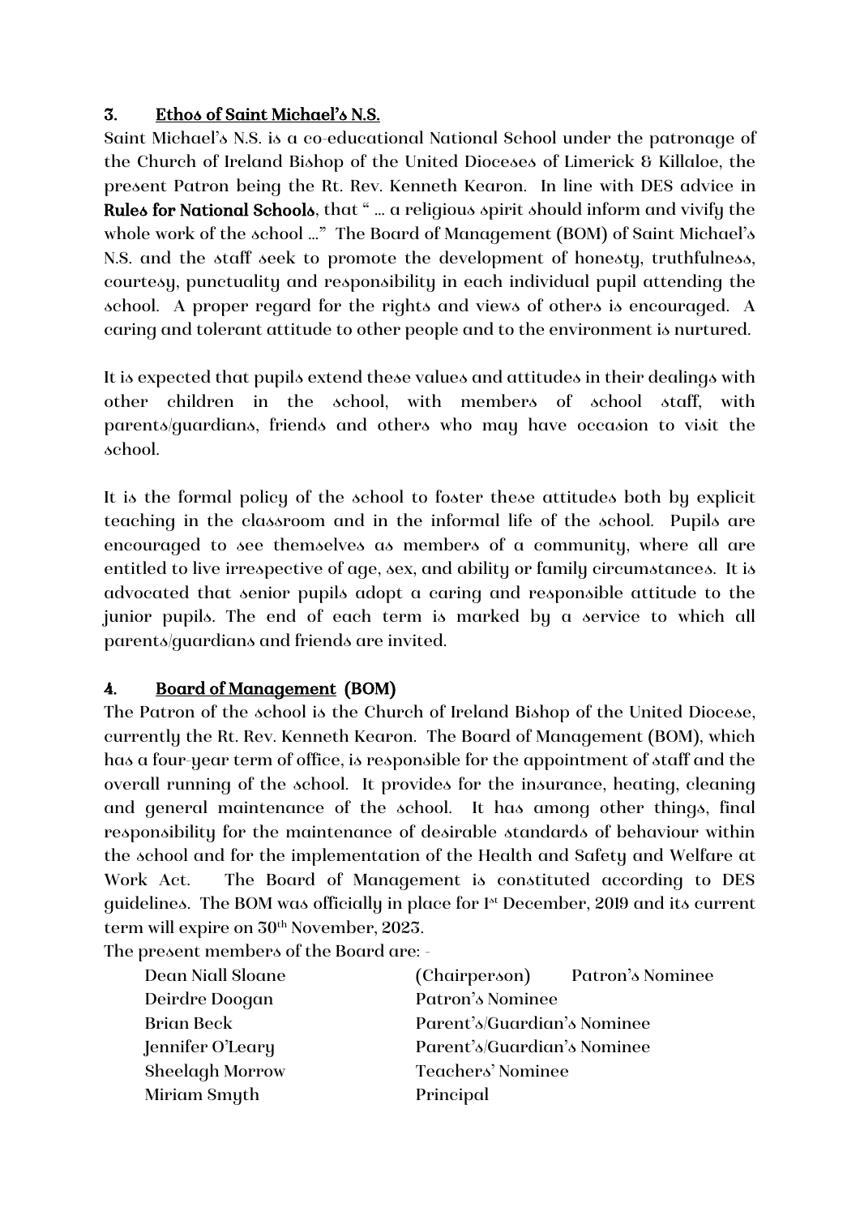## 3. Ethos of Saint Michael's N.S.

Saint Michael's N.S. is a co-educational National School under the patronage of the Church of Ireland Bishop of the United Dioceses of Limerick & Killaloe, the present Patron being the Rt. Rev. Kenneth Kearon. In line with DES advice in **Rules for National Schools**, that " … a religious spirit should inform and vivify the whole work of the school …" The Board of Management (BOM) of Saint Michael's N.S. and the staff seek to promote the development of honesty, truthfulness, courtesy, punctuality and responsibility in each individual pupil attending the school. A proper regard for the rights and views of others is encouraged. A caring and tolerant attitude to other people and to the environment is nurtured.

It is expected that pupils extend these values and attitudes in their dealings with other children in the school, with members of school staff, with parents/guardians, friends and others who may have occasion to visit the school.

It is the formal policy of the school to foster these attitudes both by explicit teaching in the classroom and in the informal life of the school. Pupils are encouraged to see themselves as members of a community, where all are entitled to live irrespective of age, sex, and ability or family circumstances. It is advocated that senior pupils adopt a caring and responsible attitude to the junior pupils. The end of each term is marked by a service to which all parents/guardians and friends are invited.

## 4. Board of Management (BOM)

The Patron of the school is the Church of Ireland Bishop of the United Diocese, currently the Rt. Rev. Kenneth Kearon. The Board of Management (BOM), which has a four-year term of office, is responsible for the appointment of staff and the overall running of the school. It provides for the insurance, heating, cleaning and general maintenance of the school. It has among other things, final responsibility for the maintenance of desirable standards of behaviour within the school and for the implementation of the Health and Safety and Welfare at Work Act. The Board of Management is constituted according to DES guidelines. The BOM was officially in place for 1st December, 2019 and its current term will expire on 30th November, 2023.

The present members of the Board are: -

| | |
|---|---|
| Dean Niall Sloane | (Chairperson) Patron's Nominee |
| Deirdre Doogan | Patron's Nominee |
| Brian Beck | Parent's/Guardian's Nominee |
| Jennifer O'Leary | Parent's/Guardian's Nominee |
| Sheelagh Morrow | Teachers' Nominee |
| Miriam Smyth | Principal |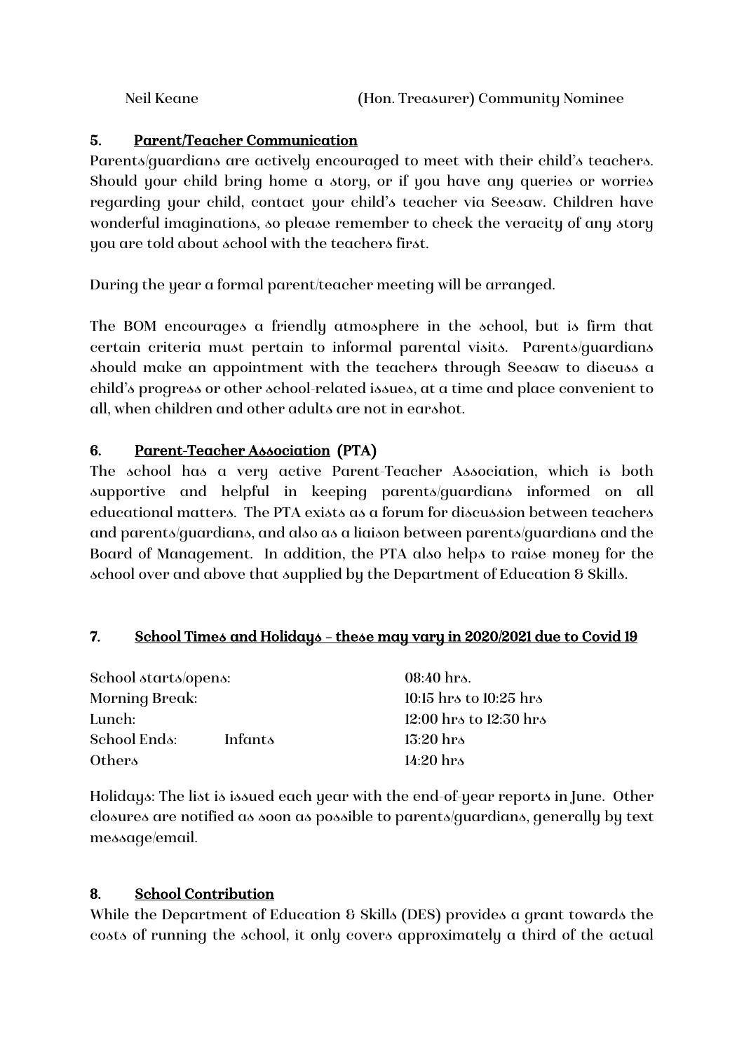Neil Keane (Hon. Treasurer) Community Nominee

## 5. Parent/Teacher Communication

Parents/guardians are actively encouraged to meet with their child's teachers. Should your child bring home a story, or if you have any queries or worries regarding your child, contact your child's teacher via Seesaw. Children have wonderful imaginations, so please remember to check the veracity of any story you are told about school with the teachers first.

During the year a formal parent/teacher meeting will be arranged.

The BOM encourages a friendly atmosphere in the school, but is firm that certain criteria must pertain to informal parental visits. Parents/guardians should make an appointment with the teachers through Seesaw to discuss a child's progress or other school-related issues, at a time and place convenient to all, when children and other adults are not in earshot.

## 6. Parent-Teacher Association (PTA)

The school has a very active Parent-Teacher Association, which is both supportive and helpful in keeping parents/guardians informed on all educational matters. The PTA exists as a forum for discussion between teachers and parents/guardians, and also as a liaison between parents/guardians and the Board of Management. In addition, the PTA also helps to raise money for the school over and above that supplied by the Department of Education & Skills.

## 7. School Times and Holidays – these may vary in 2020/2021 due to Covid 19

| | | |
|---|---|---|
| School starts/opens: | | 08:40 hrs. |
| Morning Break: | | 10:15 hrs to 10:25 hrs |
| Lunch: | | 12:00 hrs to 12:30 hrs |
| School Ends: | Infants | 13:20 hrs |
| Others | | 14:20 hrs |

Holidays: The list is issued each year with the end-of-year reports in June. Other closures are notified as soon as possible to parents/guardians, generally by text message/email.

## 8. School Contribution

While the Department of Education & Skills (DES) provides a grant towards the costs of running the school, it only covers approximately a third of the actual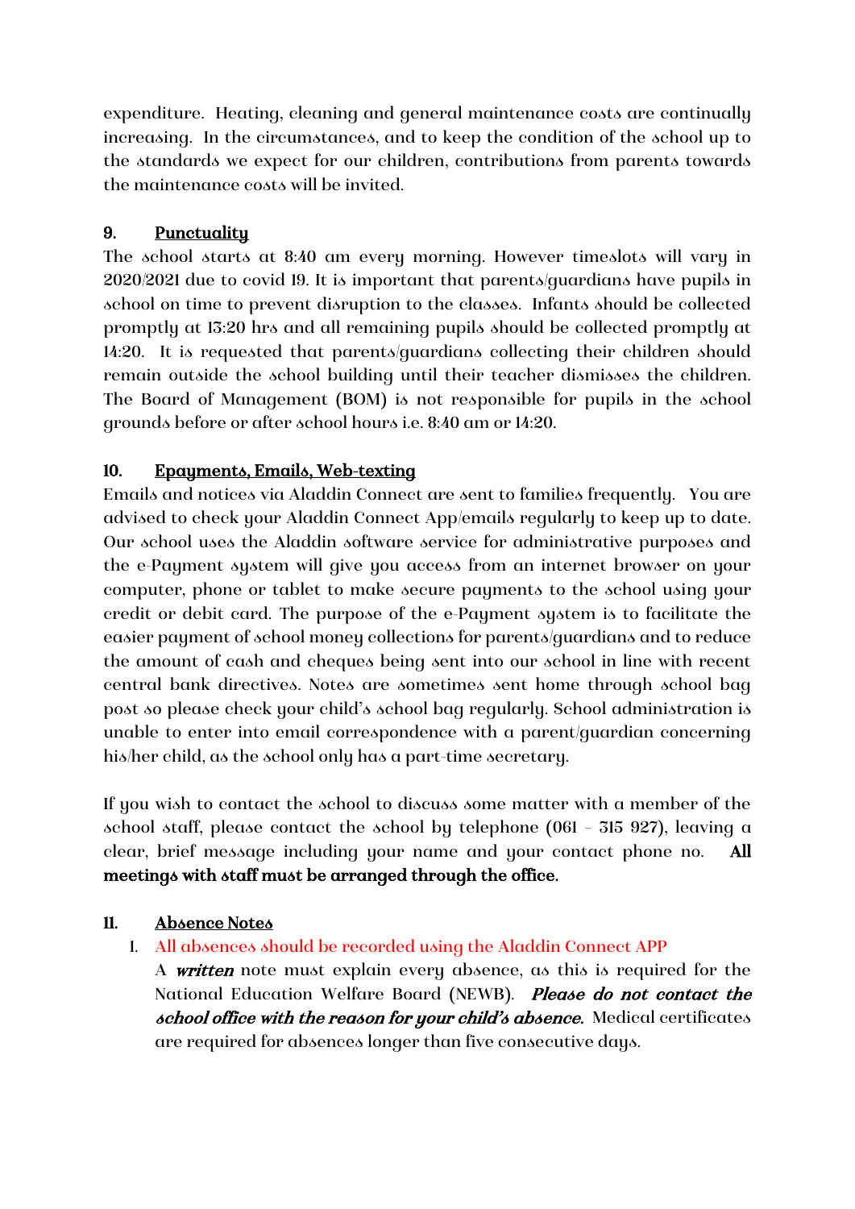expenditure. Heating, cleaning and general maintenance costs are continually increasing. In the circumstances, and to keep the condition of the school up to the standards we expect for our children, contributions from parents towards the maintenance costs will be invited.

## 9. Punctuality

The school starts at 8:40 am every morning. However timeslots will vary in 2020/2021 due to covid 19. It is important that parents/guardians have pupils in school on time to prevent disruption to the classes. Infants should be collected promptly at 13:20 hrs and all remaining pupils should be collected promptly at 14:20. It is requested that parents/guardians collecting their children should remain outside the school building until their teacher dismisses the children. The Board of Management (BOM) is not responsible for pupils in the school grounds before or after school hours i.e. 8:40 am or 14:20.

## 10. Epayments, Emails, Web-texting

Emails and notices via Aladdin Connect are sent to families frequently. You are advised to check your Aladdin Connect App/emails regularly to keep up to date. Our school uses the Aladdin software service for administrative purposes and the e-Payment system will give you access from an internet browser on your computer, phone or tablet to make secure payments to the school using your credit or debit card. The purpose of the e-Payment system is to facilitate the easier payment of school money collections for parents/guardians and to reduce the amount of cash and cheques being sent into our school in line with recent central bank directives. Notes are sometimes sent home through school bag post so please check your child's school bag regularly. School administration is unable to enter into email correspondence with a parent/guardian concerning his/her child, as the school only has a part-time secretary.

If you wish to contact the school to discuss some matter with a member of the school staff, please contact the school by telephone (061 – 315 927), leaving a clear, brief message including your name and your contact phone no. **All meetings with staff must be arranged through the office.**

## 11. Absence Notes

1. All absences should be recorded using the Aladdin Connect APP
   A ***written*** note must explain every absence, as this is required for the National Education Welfare Board (NEWB). ***Please do not contact the school office with the reason for your child's absence.*** Medical certificates are required for absences longer than five consecutive days.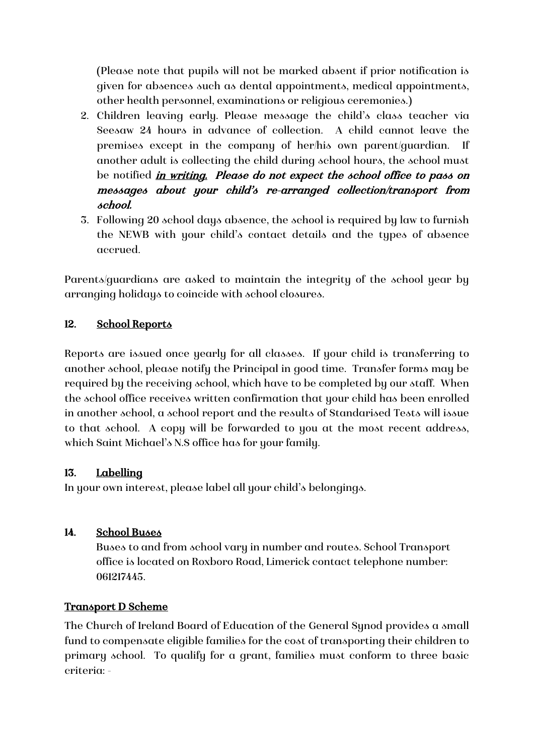(Please note that pupils will not be marked absent if prior notification is given for absences such as dental appointments, medical appointments, other health personnel, examinations or religious ceremonies.)

2. Children leaving early. Please message the child's class teacher via Seesaw 24 hours in advance of collection. A child cannot leave the premises except in the company of her/his own parent/guardian. If another adult is collecting the child during school hours, the school must be notified ***in writing.*** ***Please do not expect the school office to pass on messages about your child's re-arranged collection/transport from school.***
3. Following 20 school days absence, the school is required by law to furnish the NEWB with your child's contact details and the types of absence accrued.

Parents/guardians are asked to maintain the integrity of the school year by arranging holidays to coincide with school closures.

## 12. School Reports

Reports are issued once yearly for all classes. If your child is transferring to another school, please notify the Principal in good time. Transfer forms may be required by the receiving school, which have to be completed by our staff. When the school office receives written confirmation that your child has been enrolled in another school, a school report and the results of Standarised Tests will issue to that school. A copy will be forwarded to you at the most recent address, which Saint Michael's N.S office has for your family.

## 13. Labelling

In your own interest, please label all your child's belongings.

## 14. School Buses

Buses to and from school vary in number and routes. School Transport office is located on Roxboro Road, Limerick contact telephone number: 061217445.

### Transport D Scheme

The Church of Ireland Board of Education of the General Synod provides a small fund to compensate eligible families for the cost of transporting their children to primary school. To qualify for a grant, families must conform to three basic criteria: -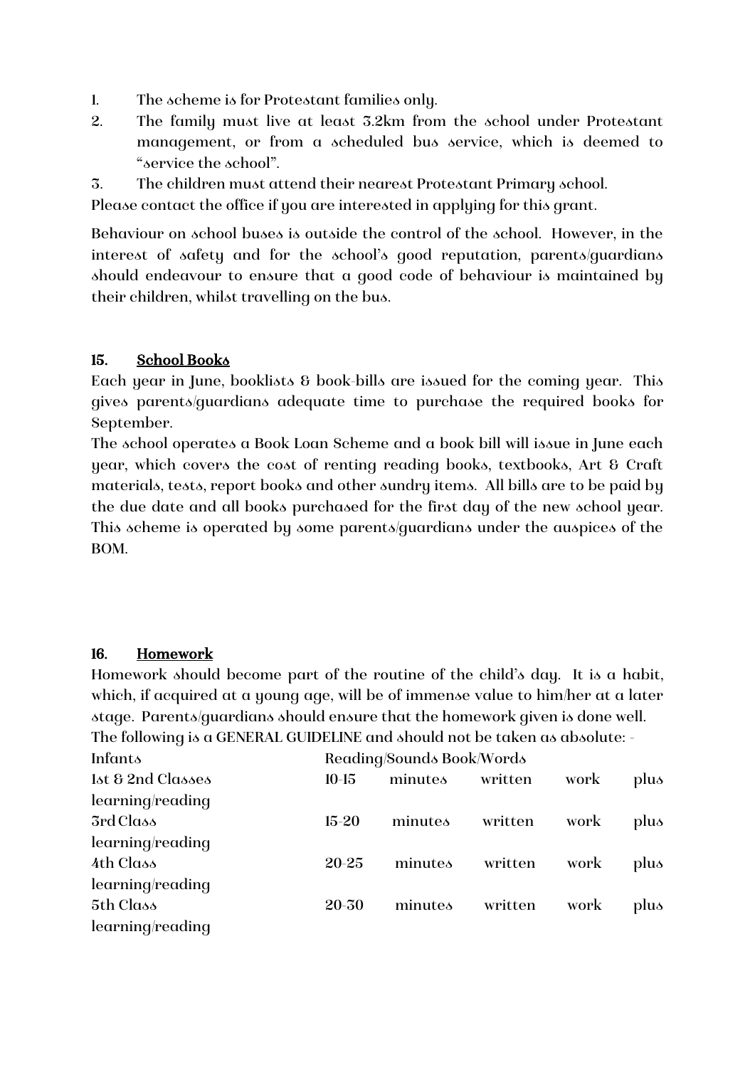1. The scheme is for Protestant families only.
2. The family must live at least 3.2km from the school under Protestant management, or from a scheduled bus service, which is deemed to "service the school".
3. The children must attend their nearest Protestant Primary school.

Please contact the office if you are interested in applying for this grant.

Behaviour on school buses is outside the control of the school. However, in the interest of safety and for the school's good reputation, parents/guardians should endeavour to ensure that a good code of behaviour is maintained by their children, whilst travelling on the bus.

## 15. School Books

Each year in June, booklists & book-bills are issued for the coming year. This gives parents/guardians adequate time to purchase the required books for September.

The school operates a Book Loan Scheme and a book bill will issue in June each year, which covers the cost of renting reading books, textbooks, Art & Craft materials, tests, report books and other sundry items. All bills are to be paid by the due date and all books purchased for the first day of the new school year. This scheme is operated by some parents/guardians under the auspices of the BOM.

## 16. Homework

Homework should become part of the routine of the child's day. It is a habit, which, if acquired at a young age, will be of immense value to him/her at a later stage. Parents/guardians should ensure that the homework given is done well.

The following is a GENERAL GUIDELINE and should not be taken as absolute: -

| Class | Guideline |
|---|---|
| Infants | Reading/Sounds Book/Words |
| 1st & 2nd Classes | 10-15 minutes written work plus learning/reading |
| 3rd Class | 15-20 minutes written work plus learning/reading |
| 4th Class | 20-25 minutes written work plus learning/reading |
| 5th Class | 20-30 minutes written work plus learning/reading |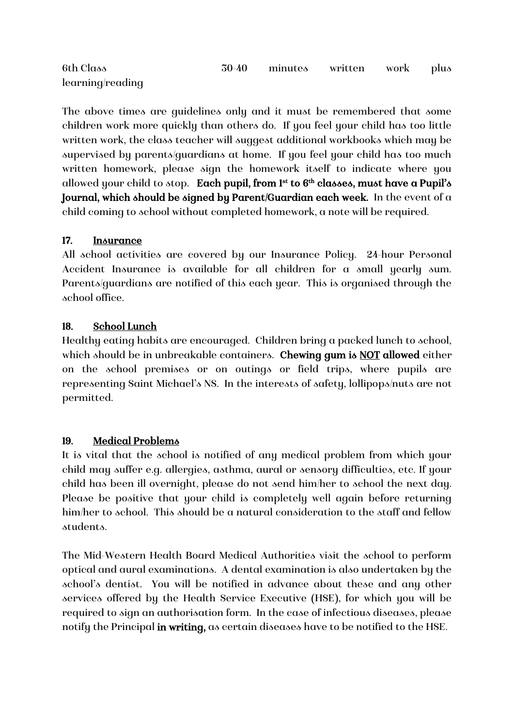6th Class 30-40 minutes written work plus learning/reading

The above times are guidelines only and it must be remembered that some children work more quickly than others do. If you feel your child has too little written work, the class teacher will suggest additional workbooks which may be supervised by parents/guardians at home. If you feel your child has too much written homework, please sign the homework itself to indicate where you allowed your child to stop. **Each pupil, from 1st to 6th classes, must have a Pupil's Journal, which should be signed by Parent/Guardian each week.** In the event of a child coming to school without completed homework, a note will be required.

## 17. Insurance

All school activities are covered by our Insurance Policy. 24-hour Personal Accident Insurance is available for all children for a small yearly sum. Parents/guardians are notified of this each year. This is organised through the school office.

## 18. School Lunch

Healthy eating habits are encouraged. Children bring a packed lunch to school, which should be in unbreakable containers. **Chewing gum is NOT allowed** either on the school premises or on outings or field trips, where pupils are representing Saint Michael's NS. In the interests of safety, lollipops/nuts are not permitted.

## 19. Medical Problems

It is vital that the school is notified of any medical problem from which your child may suffer e.g. allergies, asthma, aural or sensory difficulties, etc. If your child has been ill overnight, please do not send him/her to school the next day. Please be positive that your child is completely well again before returning him/her to school. This should be a natural consideration to the staff and fellow students.

The Mid-Western Health Board Medical Authorities visit the school to perform optical and aural examinations. A dental examination is also undertaken by the school's dentist. You will be notified in advance about these and any other services offered by the Health Service Executive (HSE), for which you will be required to sign an authorisation form. In the case of infectious diseases, please notify the Principal **in writing,** as certain diseases have to be notified to the HSE.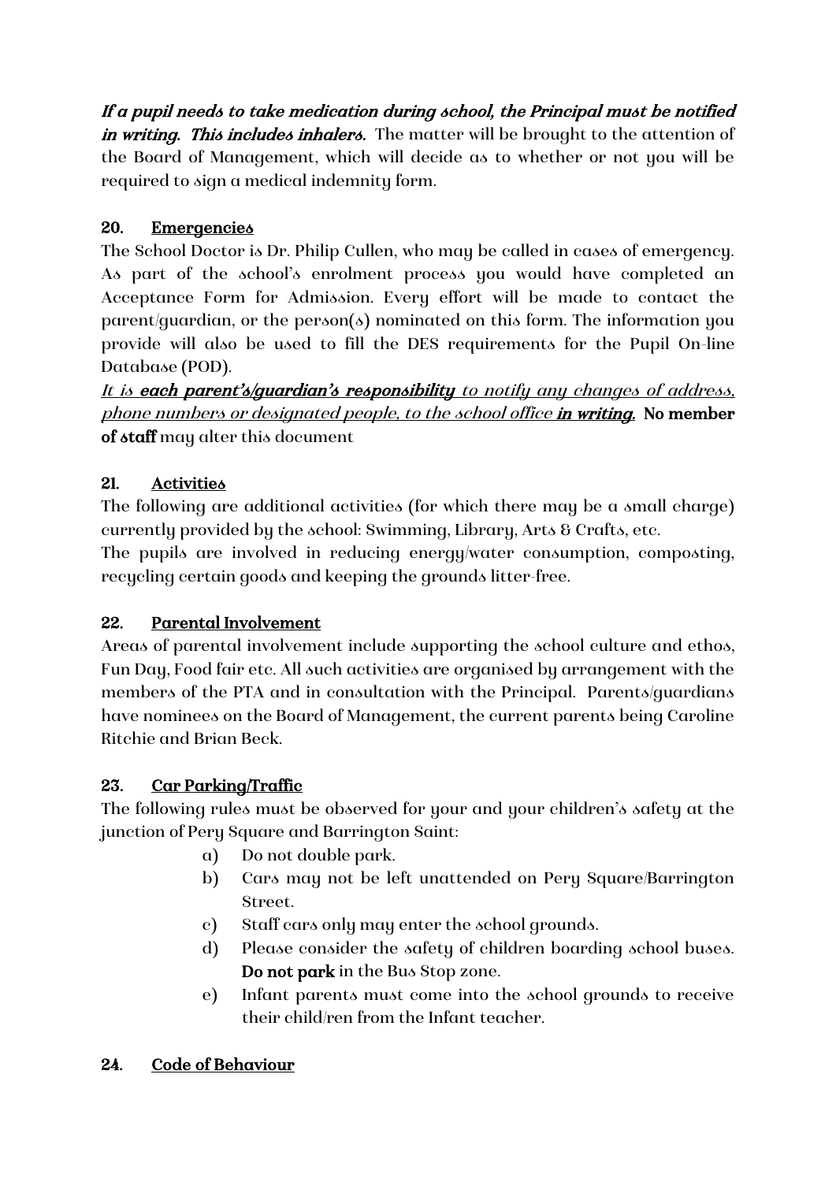***If a pupil needs to take medication during school, the Principal must be notified in writing. This includes inhalers.*** The matter will be brought to the attention of the Board of Management, which will decide as to whether or not you will be required to sign a medical indemnity form.

## 20. Emergencies

The School Doctor is Dr. Philip Cullen, who may be called in cases of emergency. As part of the school's enrolment process you would have completed an Acceptance Form for Admission. Every effort will be made to contact the parent/guardian, or the person(s) nominated on this form. The information you provide will also be used to fill the DES requirements for the Pupil On-line Database (POD).

*It is **each parent's/guardian's responsibility** to notify any changes of address, phone numbers or designated people, to the school office **in writing.*** **No member of staff** may alter this document

## 21. Activities

The following are additional activities (for which there may be a small charge) currently provided by the school: Swimming, Library, Arts & Crafts, etc.

The pupils are involved in reducing energy/water consumption, composting, recycling certain goods and keeping the grounds litter-free.

## 22. Parental Involvement

Areas of parental involvement include supporting the school culture and ethos, Fun Day, Food fair etc. All such activities are organised by arrangement with the members of the PTA and in consultation with the Principal. Parents/guardians have nominees on the Board of Management, the current parents being Caroline Ritchie and Brian Beck.

## 23. Car Parking/Traffic

The following rules must be observed for your and your children's safety at the junction of Pery Square and Barrington Saint:

a) Do not double park.

b) Cars may not be left unattended on Pery Square/Barrington Street.

c) Staff cars only may enter the school grounds.

d) Please consider the safety of children boarding school buses. **Do not park** in the Bus Stop zone.

e) Infant parents must come into the school grounds to receive their child/ren from the Infant teacher.

## 24. Code of Behaviour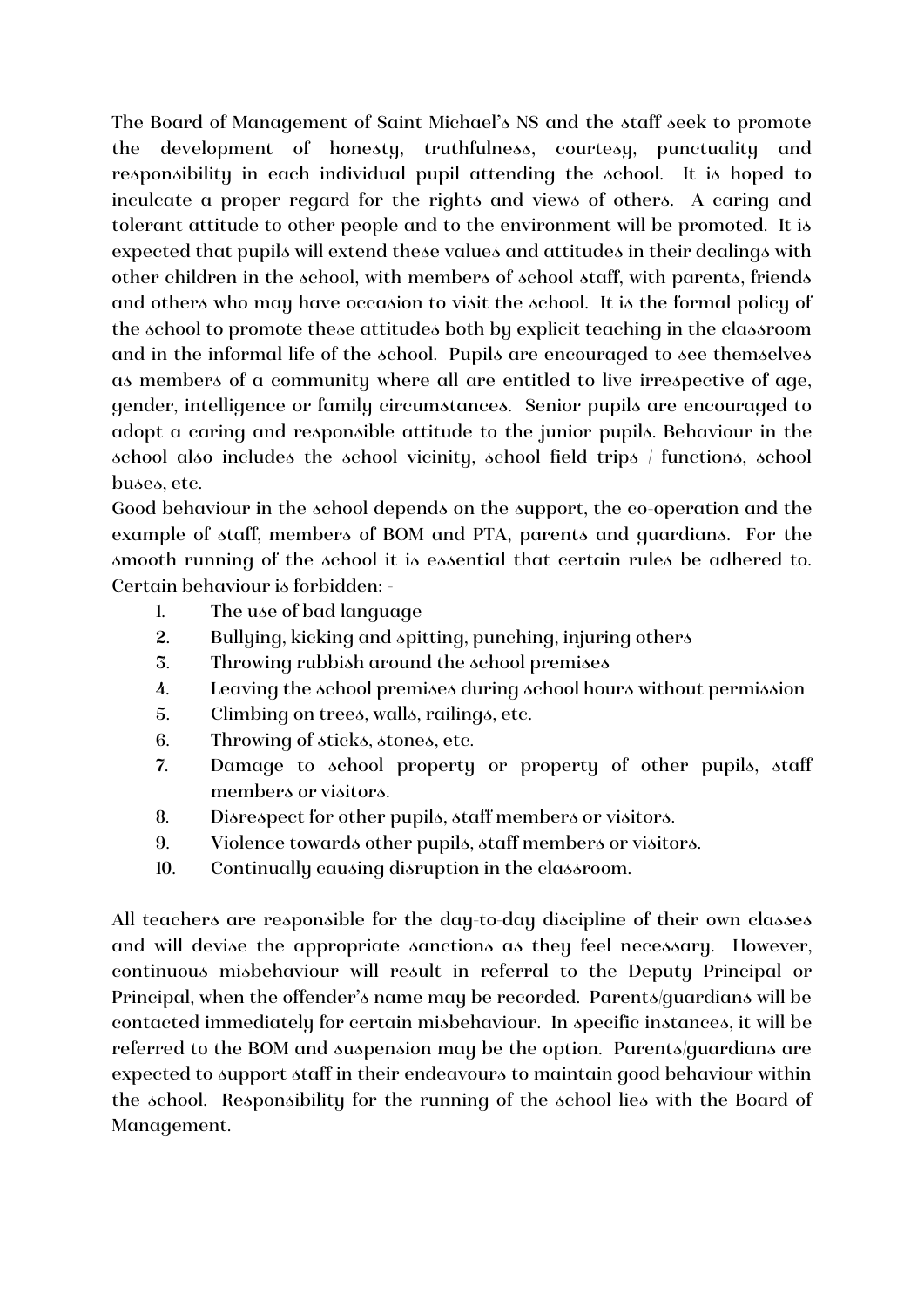The Board of Management of Saint Michael's NS and the staff seek to promote the development of honesty, truthfulness, courtesy, punctuality and responsibility in each individual pupil attending the school. It is hoped to inculcate a proper regard for the rights and views of others. A caring and tolerant attitude to other people and to the environment will be promoted. It is expected that pupils will extend these values and attitudes in their dealings with other children in the school, with members of school staff, with parents, friends and others who may have occasion to visit the school. It is the formal policy of the school to promote these attitudes both by explicit teaching in the classroom and in the informal life of the school. Pupils are encouraged to see themselves as members of a community where all are entitled to live irrespective of age, gender, intelligence or family circumstances. Senior pupils are encouraged to adopt a caring and responsible attitude to the junior pupils. Behaviour in the school also includes the school vicinity, school field trips / functions, school buses, etc.

Good behaviour in the school depends on the support, the co-operation and the example of staff, members of BOM and PTA, parents and guardians. For the smooth running of the school it is essential that certain rules be adhered to. Certain behaviour is forbidden: -

1. The use of bad language
2. Bullying, kicking and spitting, punching, injuring others
3. Throwing rubbish around the school premises
4. Leaving the school premises during school hours without permission
5. Climbing on trees, walls, railings, etc.
6. Throwing of sticks, stones, etc.
7. Damage to school property or property of other pupils, staff members or visitors.
8. Disrespect for other pupils, staff members or visitors.
9. Violence towards other pupils, staff members or visitors.
10. Continually causing disruption in the classroom.

All teachers are responsible for the day-to-day discipline of their own classes and will devise the appropriate sanctions as they feel necessary. However, continuous misbehaviour will result in referral to the Deputy Principal or Principal, when the offender's name may be recorded. Parents/guardians will be contacted immediately for certain misbehaviour. In specific instances, it will be referred to the BOM and suspension may be the option. Parents/guardians are expected to support staff in their endeavours to maintain good behaviour within the school. Responsibility for the running of the school lies with the Board of Management.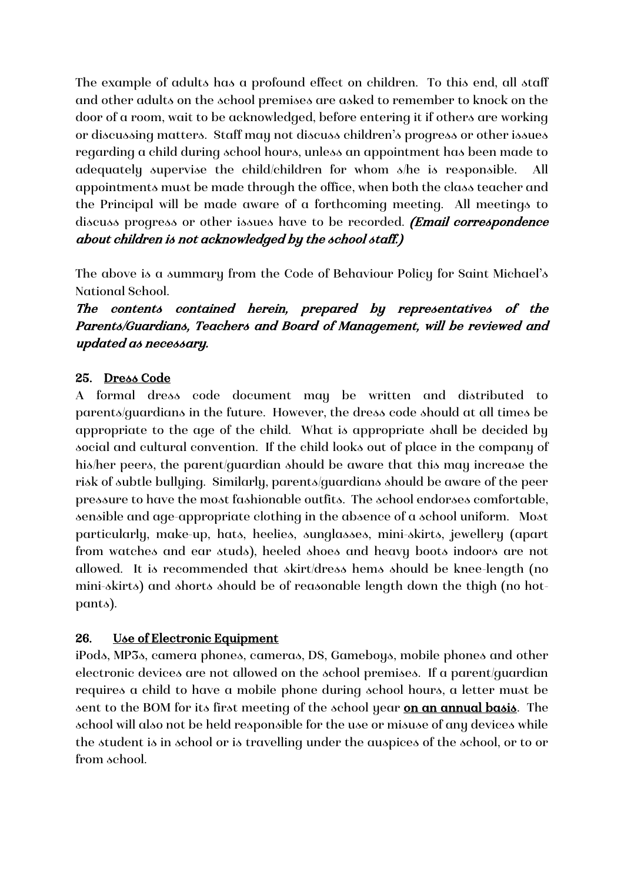The example of adults has a profound effect on children. To this end, all staff and other adults on the school premises are asked to remember to knock on the door of a room, wait to be acknowledged, before entering it if others are working or discussing matters. Staff may not discuss children's progress or other issues regarding a child during school hours, unless an appointment has been made to adequately supervise the child/children for whom s/he is responsible. All appointments must be made through the office, when both the class teacher and the Principal will be made aware of a forthcoming meeting. All meetings to discuss progress or other issues have to be recorded. ***(Email correspondence about children is not acknowledged by the school staff.)***

The above is a summary from the Code of Behaviour Policy for Saint Michael's National School.

***The contents contained herein, prepared by representatives of the Parents/Guardians, Teachers and Board of Management, will be reviewed and updated as necessary.***

## 25. Dress Code

A formal dress code document may be written and distributed to parents/guardians in the future. However, the dress code should at all times be appropriate to the age of the child. What is appropriate shall be decided by social and cultural convention. If the child looks out of place in the company of his/her peers, the parent/guardian should be aware that this may increase the risk of subtle bullying. Similarly, parents/guardians should be aware of the peer pressure to have the most fashionable outfits. The school endorses comfortable, sensible and age-appropriate clothing in the absence of a school uniform. Most particularly, make-up, hats, heelies, sunglasses, mini-skirts, jewellery (apart from watches and ear studs), heeled shoes and heavy boots indoors are not allowed. It is recommended that skirt/dress hems should be knee-length (no mini-skirts) and shorts should be of reasonable length down the thigh (no hot-pants).

## 26. Use of Electronic Equipment

iPods, MP3s, camera phones, cameras, DS, Gameboys, mobile phones and other electronic devices are not allowed on the school premises. If a parent/guardian requires a child to have a mobile phone during school hours, a letter must be sent to the BOM for its first meeting of the school year **on an annual basis**. The school will also not be held responsible for the use or misuse of any devices while the student is in school or is travelling under the auspices of the school, or to or from school.